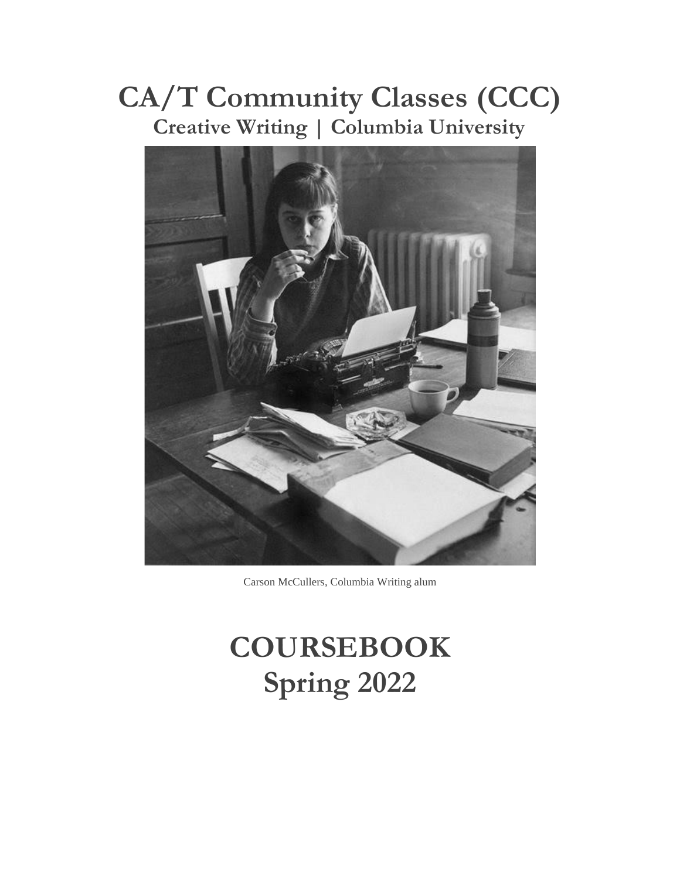# CA/T Community Classes (CCC)

## Creative Writing | Columbia University

Carson McCullers, Columbia Writing alum

# COURSEBOOK
# Spring 2022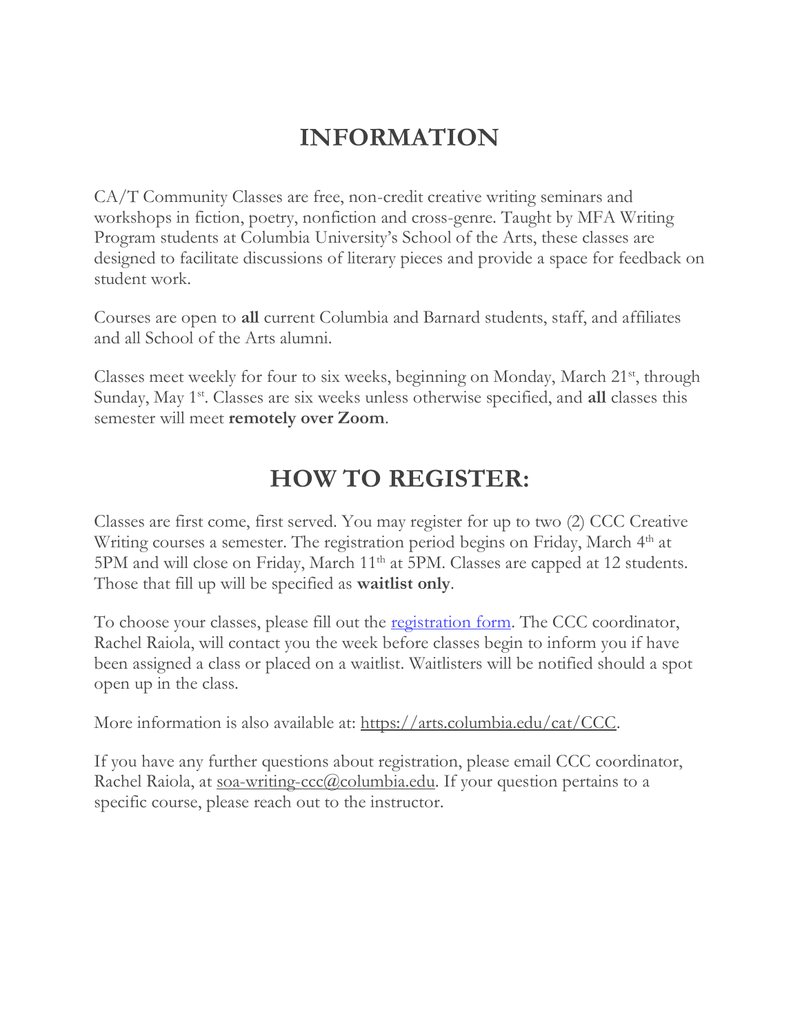# INFORMATION

CA/T Community Classes are free, non-credit creative writing seminars and workshops in fiction, poetry, nonfiction and cross-genre. Taught by MFA Writing Program students at Columbia University's School of the Arts, these classes are designed to facilitate discussions of literary pieces and provide a space for feedback on student work.

Courses are open to **all** current Columbia and Barnard students, staff, and affiliates and all School of the Arts alumni.

Classes meet weekly for four to six weeks, beginning on Monday, March 21st, through Sunday, May 1st. Classes are six weeks unless otherwise specified, and **all** classes this semester will meet **remotely over Zoom**.

# HOW TO REGISTER:

Classes are first come, first served. You may register for up to two (2) CCC Creative Writing courses a semester. The registration period begins on Friday, March 4th at 5PM and will close on Friday, March 11th at 5PM. Classes are capped at 12 students. Those that fill up will be specified as **waitlist only**.

To choose your classes, please fill out the registration form. The CCC coordinator, Rachel Raiola, will contact you the week before classes begin to inform you if have been assigned a class or placed on a waitlist. Waitlisters will be notified should a spot open up in the class.

More information is also available at: https://arts.columbia.edu/cat/CCC.

If you have any further questions about registration, please email CCC coordinator, Rachel Raiola, at soa-writing-ccc@columbia.edu. If your question pertains to a specific course, please reach out to the instructor.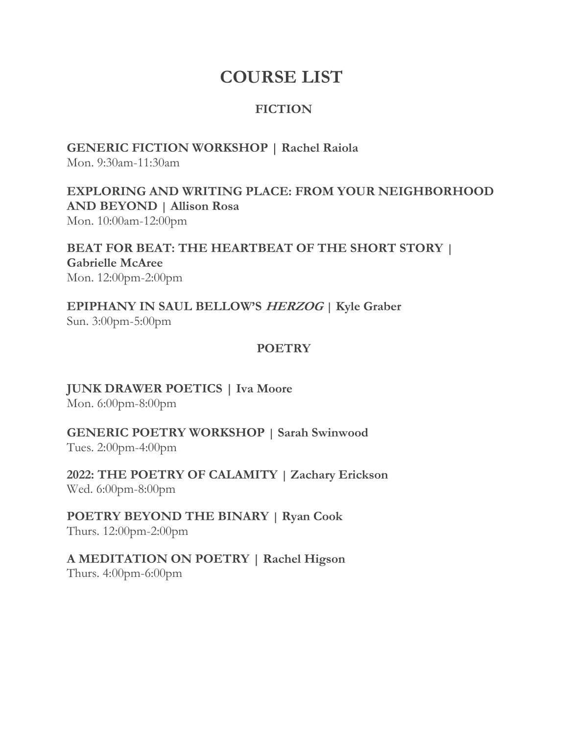# COURSE LIST

## FICTION

**GENERIC FICTION WORKSHOP | Rachel Raiola**
Mon. 9:30am-11:30am

**EXPLORING AND WRITING PLACE: FROM YOUR NEIGHBORHOOD AND BEYOND | Allison Rosa**
Mon. 10:00am-12:00pm

**BEAT FOR BEAT: THE HEARTBEAT OF THE SHORT STORY | Gabrielle McAree**
Mon. 12:00pm-2:00pm

**EPIPHANY IN SAUL BELLOW'S *HERZOG* | Kyle Graber**
Sun. 3:00pm-5:00pm

## POETRY

**JUNK DRAWER POETICS | Iva Moore**
Mon. 6:00pm-8:00pm

**GENERIC POETRY WORKSHOP | Sarah Swinwood**
Tues. 2:00pm-4:00pm

**2022: THE POETRY OF CALAMITY | Zachary Erickson**
Wed. 6:00pm-8:00pm

**POETRY BEYOND THE BINARY | Ryan Cook**
Thurs. 12:00pm-2:00pm

**A MEDITATION ON POETRY | Rachel Higson**
Thurs. 4:00pm-6:00pm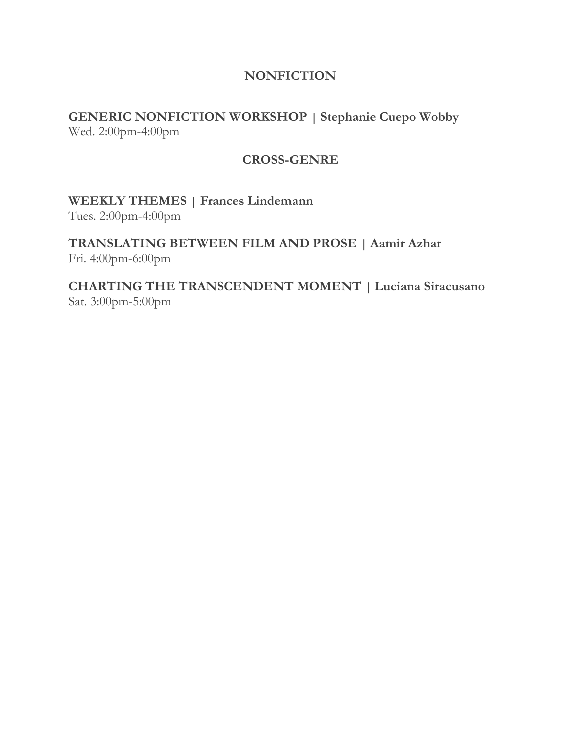## NONFICTION

**GENERIC NONFICTION WORKSHOP | Stephanie Cuepo Wobby**
Wed. 2:00pm-4:00pm

## CROSS-GENRE

**WEEKLY THEMES | Frances Lindemann**
Tues. 2:00pm-4:00pm

**TRANSLATING BETWEEN FILM AND PROSE | Aamir Azhar**
Fri. 4:00pm-6:00pm

**CHARTING THE TRANSCENDENT MOMENT | Luciana Siracusano**
Sat. 3:00pm-5:00pm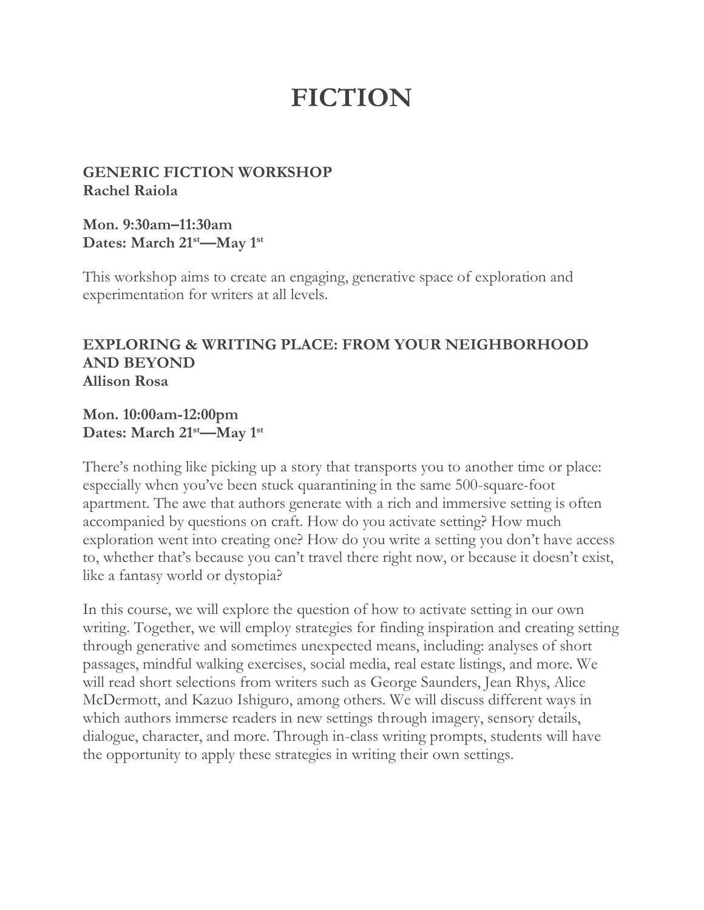# FICTION

### GENERIC FICTION WORKSHOP
**Rachel Raiola**

**Mon. 9:30am–11:30am**
**Dates: March 21st—May 1st**

This workshop aims to create an engaging, generative space of exploration and experimentation for writers at all levels.

### EXPLORING & WRITING PLACE: FROM YOUR NEIGHBORHOOD AND BEYOND
**Allison Rosa**

**Mon. 10:00am-12:00pm**
**Dates: March 21st—May 1st**

There's nothing like picking up a story that transports you to another time or place: especially when you've been stuck quarantining in the same 500-square-foot apartment. The awe that authors generate with a rich and immersive setting is often accompanied by questions on craft. How do you activate setting? How much exploration went into creating one? How do you write a setting you don't have access to, whether that's because you can't travel there right now, or because it doesn't exist, like a fantasy world or dystopia?

In this course, we will explore the question of how to activate setting in our own writing. Together, we will employ strategies for finding inspiration and creating setting through generative and sometimes unexpected means, including: analyses of short passages, mindful walking exercises, social media, real estate listings, and more. We will read short selections from writers such as George Saunders, Jean Rhys, Alice McDermott, and Kazuo Ishiguro, among others. We will discuss different ways in which authors immerse readers in new settings through imagery, sensory details, dialogue, character, and more. Through in-class writing prompts, students will have the opportunity to apply these strategies in writing their own settings.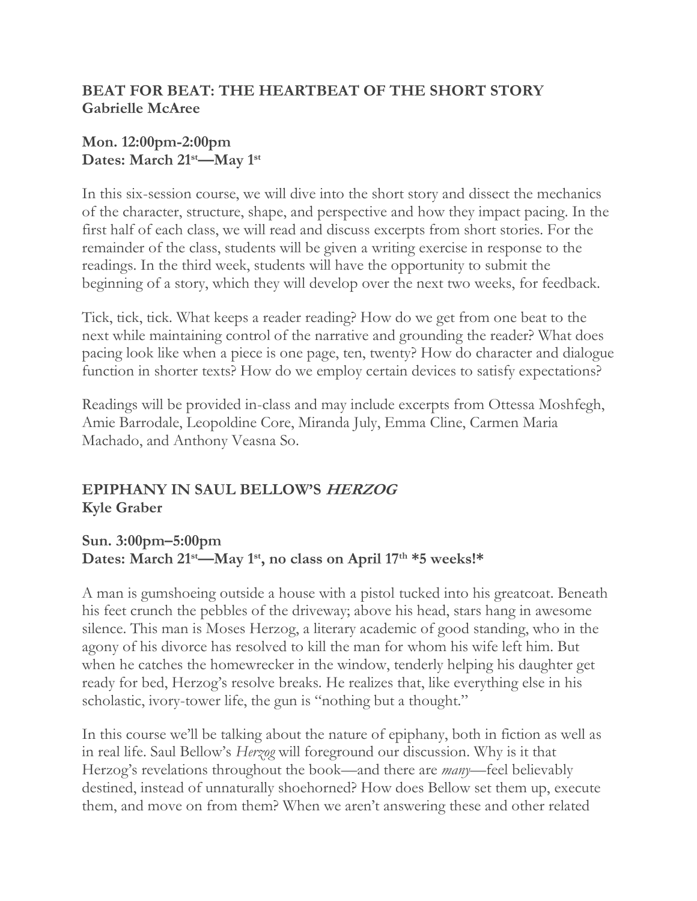**BEAT FOR BEAT: THE HEARTBEAT OF THE SHORT STORY**
**Gabrielle McAree**

**Mon. 12:00pm-2:00pm**
**Dates: March 21st—May 1st**

In this six-session course, we will dive into the short story and dissect the mechanics of the character, structure, shape, and perspective and how they impact pacing. In the first half of each class, we will read and discuss excerpts from short stories. For the remainder of the class, students will be given a writing exercise in response to the readings. In the third week, students will have the opportunity to submit the beginning of a story, which they will develop over the next two weeks, for feedback.

Tick, tick, tick. What keeps a reader reading? How do we get from one beat to the next while maintaining control of the narrative and grounding the reader? What does pacing look like when a piece is one page, ten, twenty? How do character and dialogue function in shorter texts? How do we employ certain devices to satisfy expectations?

Readings will be provided in-class and may include excerpts from Ottessa Moshfegh, Amie Barrodale, Leopoldine Core, Miranda July, Emma Cline, Carmen Maria Machado, and Anthony Veasna So.

**EPIPHANY IN SAUL BELLOW'S *HERZOG***
**Kyle Graber**

**Sun. 3:00pm–5:00pm**
**Dates: March 21st—May 1st, no class on April 17th \*5 weeks!\***

A man is gumshoeing outside a house with a pistol tucked into his greatcoat. Beneath his feet crunch the pebbles of the driveway; above his head, stars hang in awesome silence. This man is Moses Herzog, a literary academic of good standing, who in the agony of his divorce has resolved to kill the man for whom his wife left him. But when he catches the homewrecker in the window, tenderly helping his daughter get ready for bed, Herzog's resolve breaks. He realizes that, like everything else in his scholastic, ivory-tower life, the gun is "nothing but a thought."

In this course we'll be talking about the nature of epiphany, both in fiction as well as in real life. Saul Bellow's *Herzog* will foreground our discussion. Why is it that Herzog's revelations throughout the book—and there are *many*—feel believably destined, instead of unnaturally shoehorned? How does Bellow set them up, execute them, and move on from them? When we aren't answering these and other related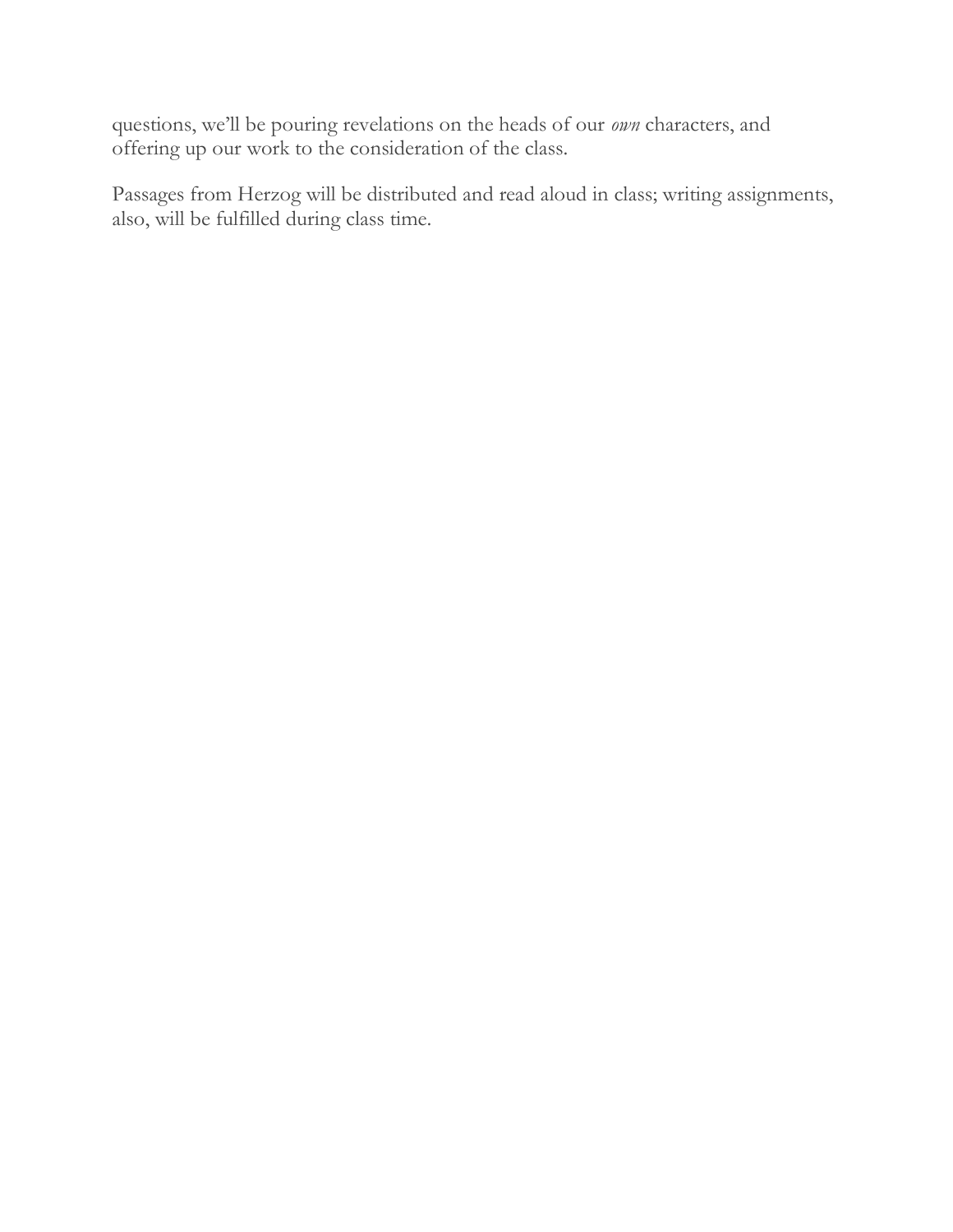questions, we'll be pouring revelations on the heads of our *own* characters, and offering up our work to the consideration of the class.

Passages from Herzog will be distributed and read aloud in class; writing assignments, also, will be fulfilled during class time.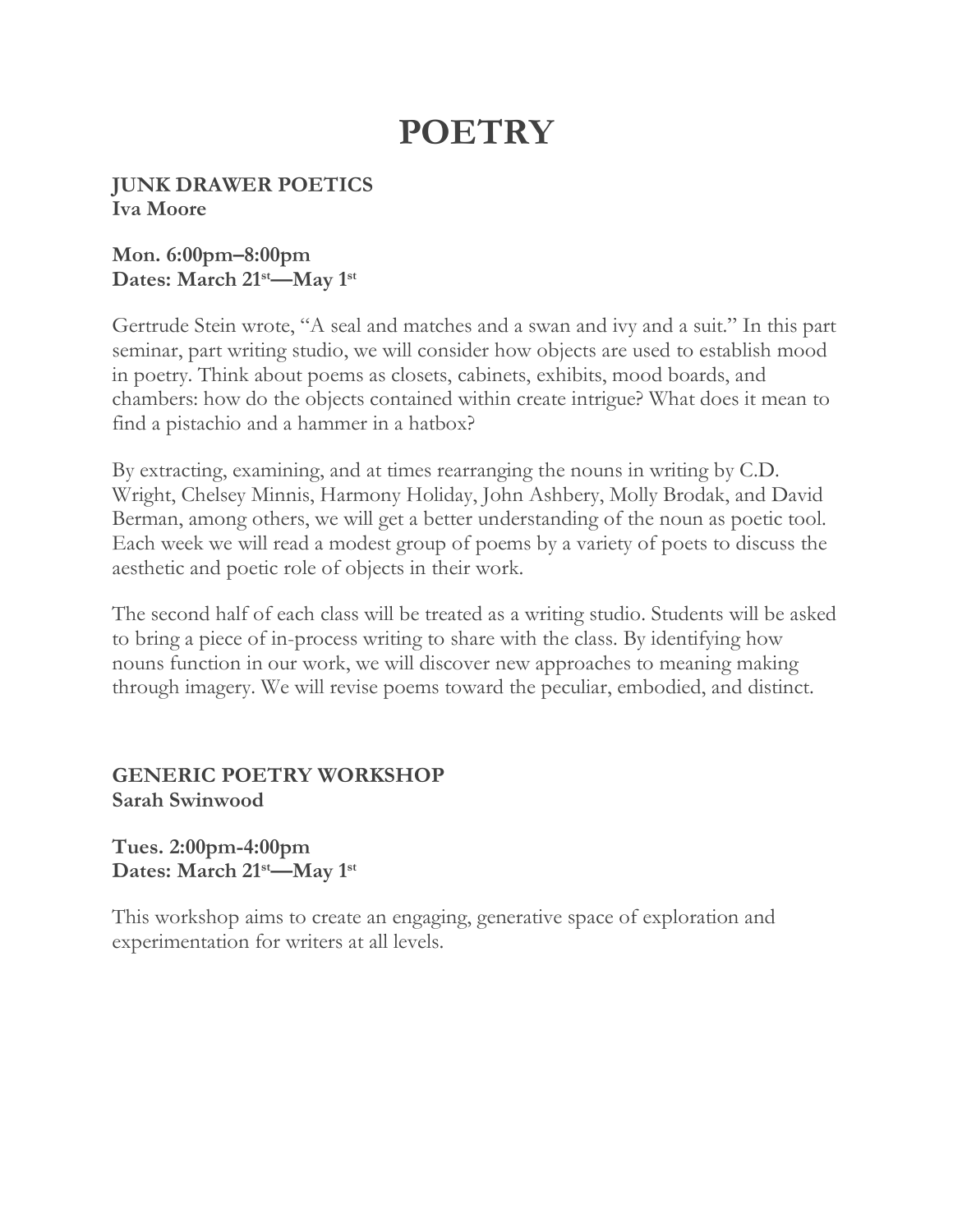# POETRY

**JUNK DRAWER POETICS**
**Iva Moore**

**Mon. 6:00pm–8:00pm**
**Dates: March 21st—May 1st**

Gertrude Stein wrote, “A seal and matches and a swan and ivy and a suit.” In this part seminar, part writing studio, we will consider how objects are used to establish mood in poetry. Think about poems as closets, cabinets, exhibits, mood boards, and chambers: how do the objects contained within create intrigue? What does it mean to find a pistachio and a hammer in a hatbox?

By extracting, examining, and at times rearranging the nouns in writing by C.D. Wright, Chelsey Minnis, Harmony Holiday, John Ashbery, Molly Brodak, and David Berman, among others, we will get a better understanding of the noun as poetic tool. Each week we will read a modest group of poems by a variety of poets to discuss the aesthetic and poetic role of objects in their work.

The second half of each class will be treated as a writing studio. Students will be asked to bring a piece of in-process writing to share with the class. By identifying how nouns function in our work, we will discover new approaches to meaning making through imagery. We will revise poems toward the peculiar, embodied, and distinct.

**GENERIC POETRY WORKSHOP**
**Sarah Swinwood**

**Tues. 2:00pm-4:00pm**
**Dates: March 21st—May 1st**

This workshop aims to create an engaging, generative space of exploration and experimentation for writers at all levels.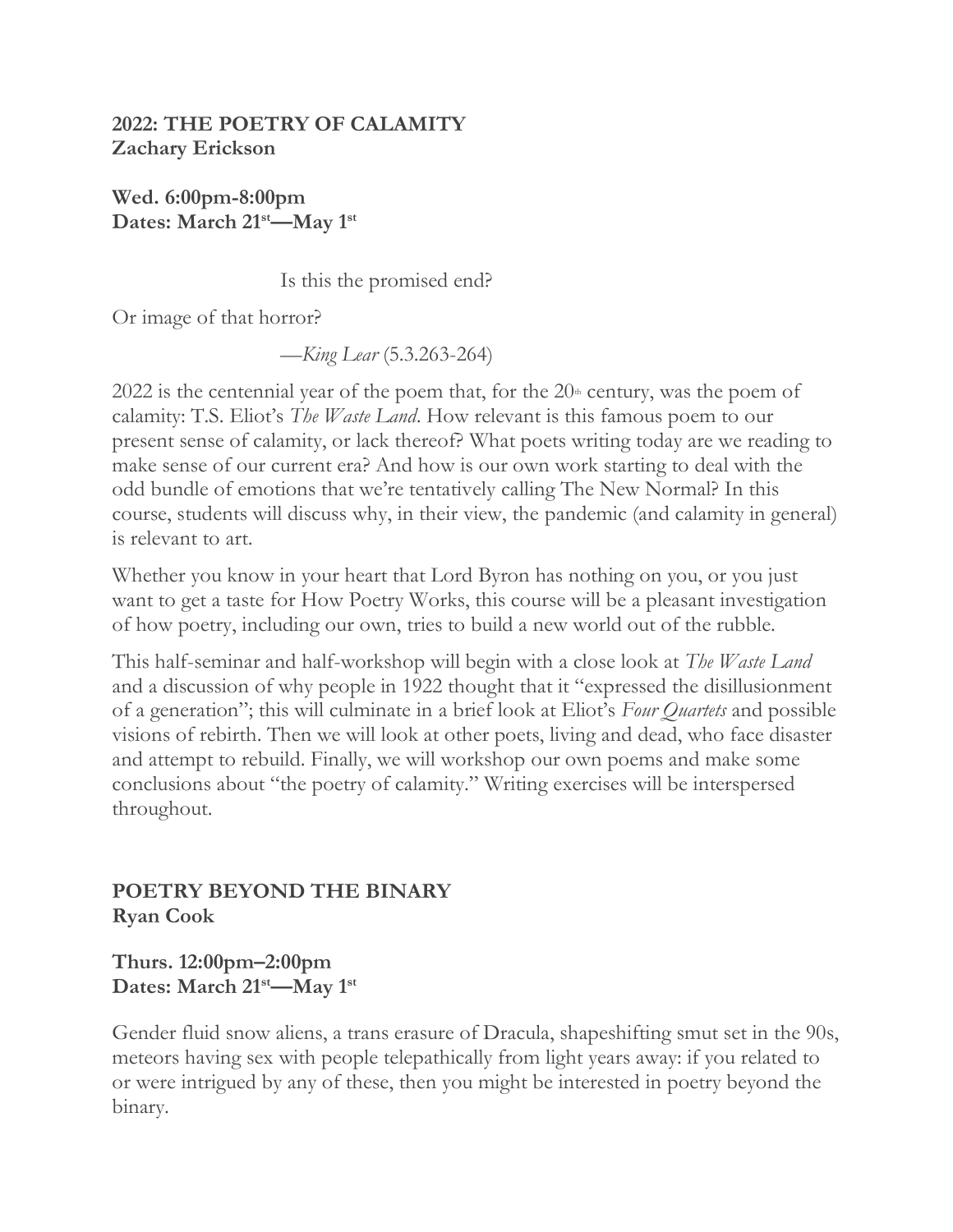**2022: THE POETRY OF CALAMITY**
**Zachary Erickson**

**Wed. 6:00pm-8:00pm**
**Dates: March 21st—May 1st**

Is this the promised end?

Or image of that horror?

—*King Lear* (5.3.263-264)

2022 is the centennial year of the poem that, for the 20th century, was the poem of calamity: T.S. Eliot's *The Waste Land*. How relevant is this famous poem to our present sense of calamity, or lack thereof? What poets writing today are we reading to make sense of our current era? And how is our own work starting to deal with the odd bundle of emotions that we're tentatively calling The New Normal? In this course, students will discuss why, in their view, the pandemic (and calamity in general) is relevant to art.

Whether you know in your heart that Lord Byron has nothing on you, or you just want to get a taste for How Poetry Works, this course will be a pleasant investigation of how poetry, including our own, tries to build a new world out of the rubble.

This half-seminar and half-workshop will begin with a close look at *The Waste Land* and a discussion of why people in 1922 thought that it "expressed the disillusionment of a generation"; this will culminate in a brief look at Eliot's *Four Quartets* and possible visions of rebirth. Then we will look at other poets, living and dead, who face disaster and attempt to rebuild. Finally, we will workshop our own poems and make some conclusions about "the poetry of calamity." Writing exercises will be interspersed throughout.

**POETRY BEYOND THE BINARY**
**Ryan Cook**

**Thurs. 12:00pm–2:00pm**
**Dates: March 21st—May 1st**

Gender fluid snow aliens, a trans erasure of Dracula, shapeshifting smut set in the 90s, meteors having sex with people telepathically from light years away: if you related to or were intrigued by any of these, then you might be interested in poetry beyond the binary.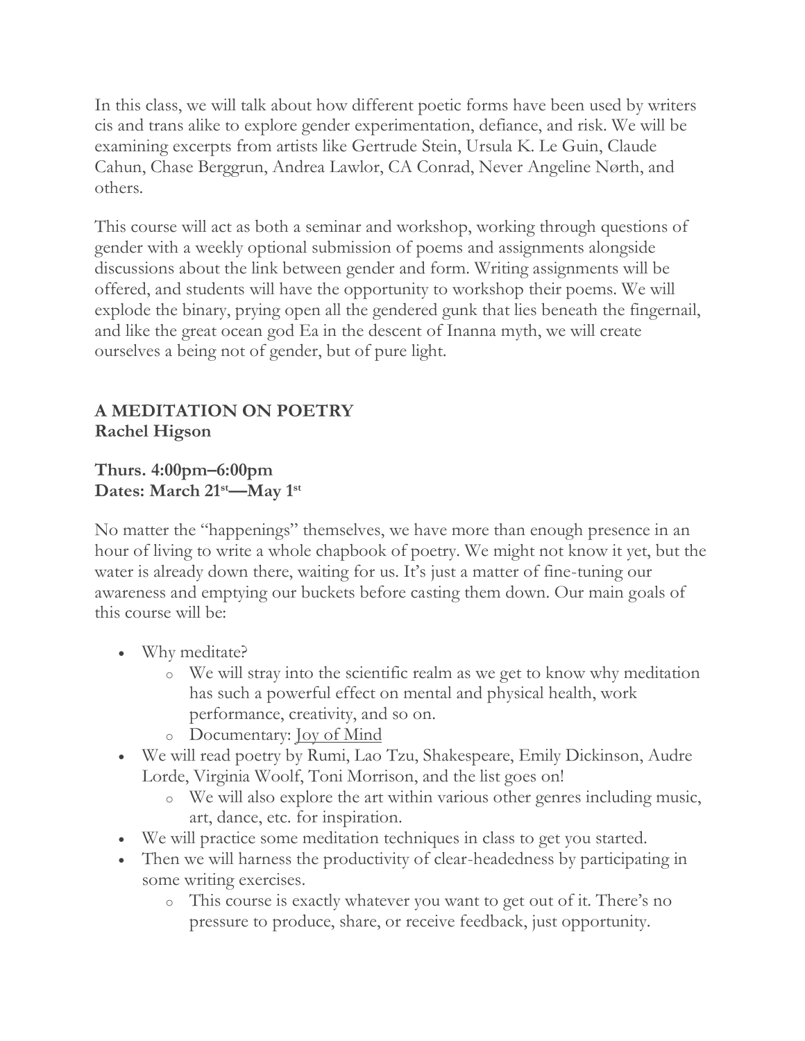In this class, we will talk about how different poetic forms have been used by writers cis and trans alike to explore gender experimentation, defiance, and risk. We will be examining excerpts from artists like Gertrude Stein, Ursula K. Le Guin, Claude Cahun, Chase Berggrun, Andrea Lawlor, CA Conrad, Never Angeline Nørth, and others.

This course will act as both a seminar and workshop, working through questions of gender with a weekly optional submission of poems and assignments alongside discussions about the link between gender and form. Writing assignments will be offered, and students will have the opportunity to workshop their poems. We will explode the binary, prying open all the gendered gunk that lies beneath the fingernail, and like the great ocean god Ea in the descent of Inanna myth, we will create ourselves a being not of gender, but of pure light.

## A MEDITATION ON POETRY
**Rachel Higson**

**Thurs. 4:00pm–6:00pm**
**Dates: March 21st—May 1st**

No matter the "happenings" themselves, we have more than enough presence in an hour of living to write a whole chapbook of poetry. We might not know it yet, but the water is already down there, waiting for us. It's just a matter of fine-tuning our awareness and emptying our buckets before casting them down. Our main goals of this course will be:

- Why meditate?
  - We will stray into the scientific realm as we get to know why meditation has such a powerful effect on mental and physical health, work performance, creativity, and so on.
  - Documentary: Joy of Mind
- We will read poetry by Rumi, Lao Tzu, Shakespeare, Emily Dickinson, Audre Lorde, Virginia Woolf, Toni Morrison, and the list goes on!
  - We will also explore the art within various other genres including music, art, dance, etc. for inspiration.
- We will practice some meditation techniques in class to get you started.
- Then we will harness the productivity of clear-headedness by participating in some writing exercises.
  - This course is exactly whatever you want to get out of it. There's no pressure to produce, share, or receive feedback, just opportunity.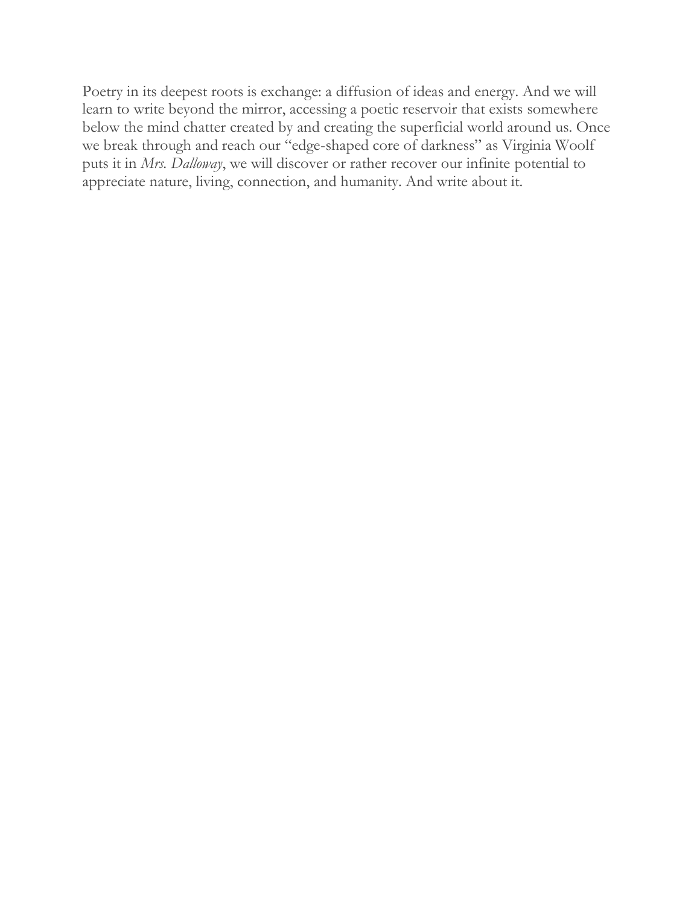Poetry in its deepest roots is exchange: a diffusion of ideas and energy. And we will learn to write beyond the mirror, accessing a poetic reservoir that exists somewhere below the mind chatter created by and creating the superficial world around us. Once we break through and reach our "edge-shaped core of darkness" as Virginia Woolf puts it in *Mrs. Dalloway*, we will discover or rather recover our infinite potential to appreciate nature, living, connection, and humanity. And write about it.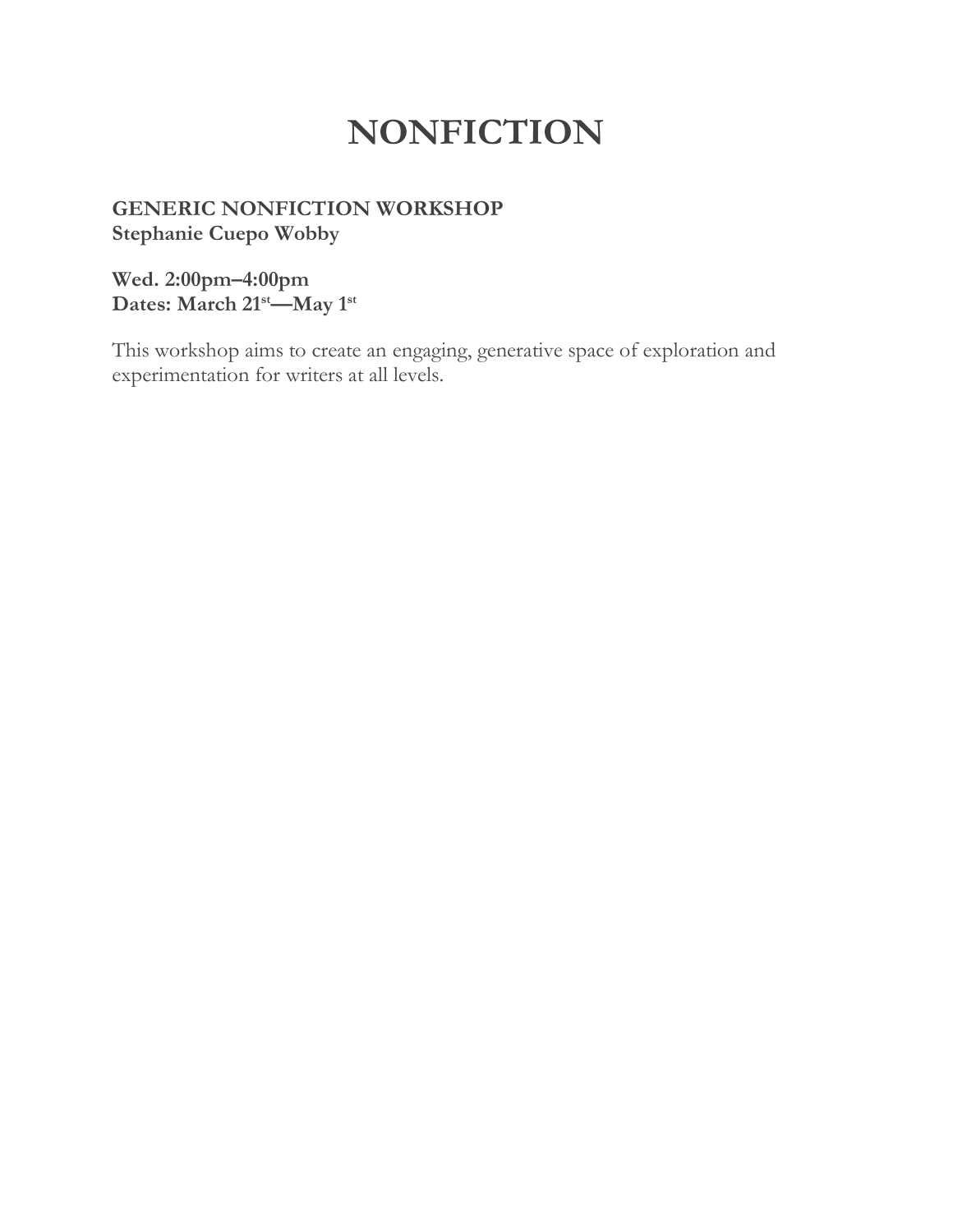# NONFICTION

**GENERIC NONFICTION WORKSHOP**
**Stephanie Cuepo Wobby**

**Wed. 2:00pm–4:00pm**
**Dates: March 21st—May 1st**

This workshop aims to create an engaging, generative space of exploration and experimentation for writers at all levels.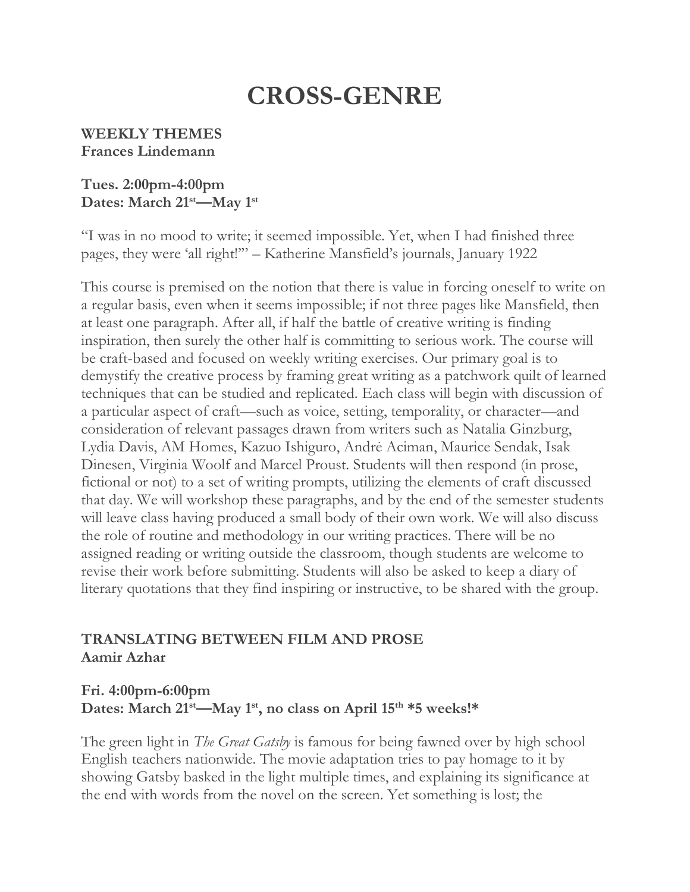# CROSS-GENRE

**WEEKLY THEMES**
**Frances Lindemann**

**Tues. 2:00pm-4:00pm**
**Dates: March 21st—May 1st**

"I was in no mood to write; it seemed impossible. Yet, when I had finished three pages, they were 'all right!'" – Katherine Mansfield's journals, January 1922

This course is premised on the notion that there is value in forcing oneself to write on a regular basis, even when it seems impossible; if not three pages like Mansfield, then at least one paragraph. After all, if half the battle of creative writing is finding inspiration, then surely the other half is committing to serious work. The course will be craft-based and focused on weekly writing exercises. Our primary goal is to demystify the creative process by framing great writing as a patchwork quilt of learned techniques that can be studied and replicated. Each class will begin with discussion of a particular aspect of craft—such as voice, setting, temporality, or character—and consideration of relevant passages drawn from writers such as Natalia Ginzburg, Lydia Davis, AM Homes, Kazuo Ishiguro, André Aciman, Maurice Sendak, Isak Dinesen, Virginia Woolf and Marcel Proust. Students will then respond (in prose, fictional or not) to a set of writing prompts, utilizing the elements of craft discussed that day. We will workshop these paragraphs, and by the end of the semester students will leave class having produced a small body of their own work. We will also discuss the role of routine and methodology in our writing practices. There will be no assigned reading or writing outside the classroom, though students are welcome to revise their work before submitting. Students will also be asked to keep a diary of literary quotations that they find inspiring or instructive, to be shared with the group.

**TRANSLATING BETWEEN FILM AND PROSE**
**Aamir Azhar**

**Fri. 4:00pm-6:00pm**
**Dates: March 21st—May 1st, no class on April 15th *5 weeks!***

The green light in *The Great Gatsby* is famous for being fawned over by high school English teachers nationwide. The movie adaptation tries to pay homage to it by showing Gatsby basked in the light multiple times, and explaining its significance at the end with words from the novel on the screen. Yet something is lost; the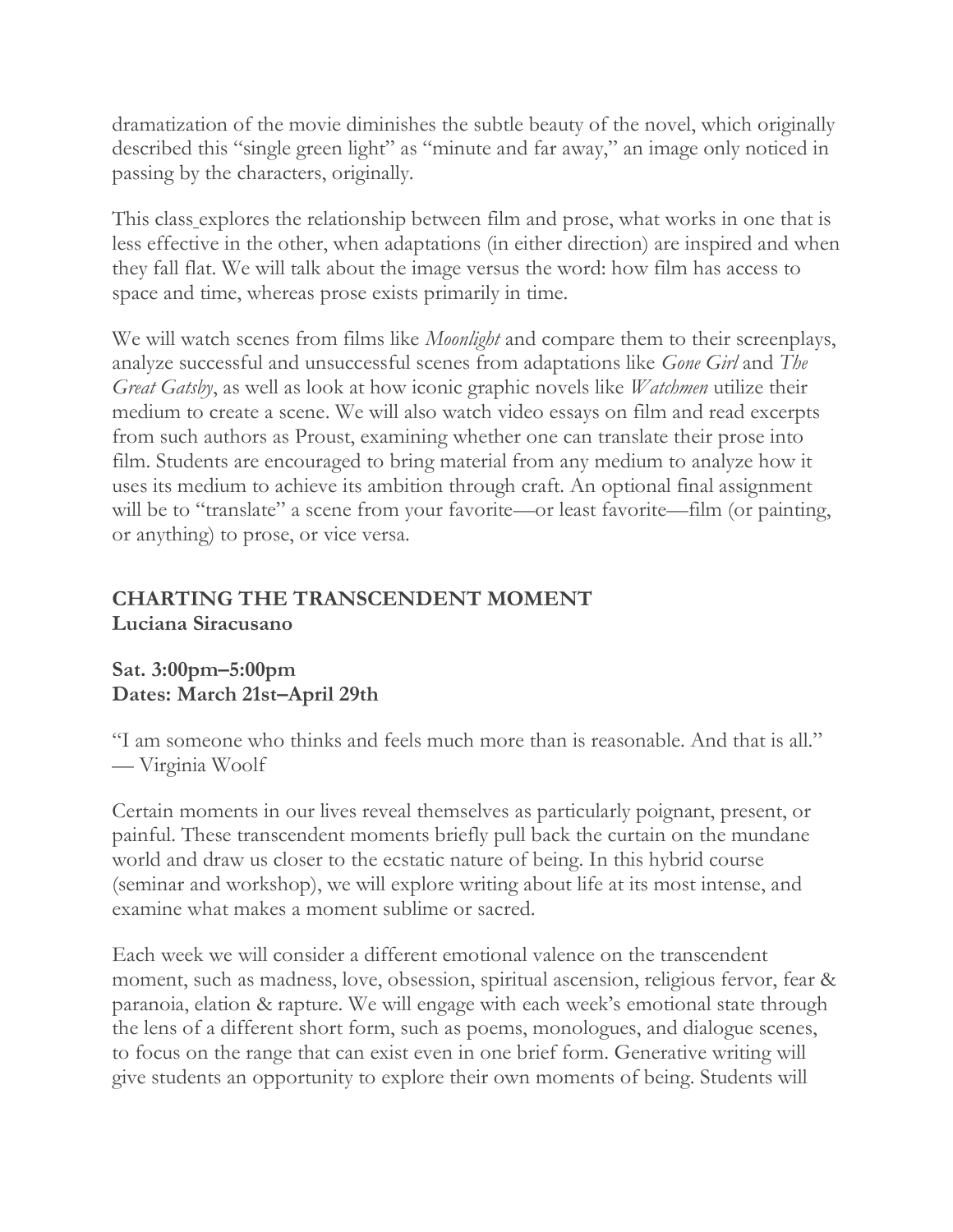dramatization of the movie diminishes the subtle beauty of the novel, which originally described this "single green light" as "minute and far away," an image only noticed in passing by the characters, originally.

This class explores the relationship between film and prose, what works in one that is less effective in the other, when adaptations (in either direction) are inspired and when they fall flat. We will talk about the image versus the word: how film has access to space and time, whereas prose exists primarily in time.

We will watch scenes from films like *Moonlight* and compare them to their screenplays, analyze successful and unsuccessful scenes from adaptations like *Gone Girl* and *The Great Gatsby*, as well as look at how iconic graphic novels like *Watchmen* utilize their medium to create a scene. We will also watch video essays on film and read excerpts from such authors as Proust, examining whether one can translate their prose into film. Students are encouraged to bring material from any medium to analyze how it uses its medium to achieve its ambition through craft. An optional final assignment will be to "translate" a scene from your favorite—or least favorite—film (or painting, or anything) to prose, or vice versa.

### CHARTING THE TRANSCENDENT MOMENT
**Luciana Siracusano**

**Sat. 3:00pm–5:00pm**
**Dates: March 21st–April 29th**

"I am someone who thinks and feels much more than is reasonable. And that is all." — Virginia Woolf

Certain moments in our lives reveal themselves as particularly poignant, present, or painful. These transcendent moments briefly pull back the curtain on the mundane world and draw us closer to the ecstatic nature of being. In this hybrid course (seminar and workshop), we will explore writing about life at its most intense, and examine what makes a moment sublime or sacred.

Each week we will consider a different emotional valence on the transcendent moment, such as madness, love, obsession, spiritual ascension, religious fervor, fear & paranoia, elation & rapture. We will engage with each week's emotional state through the lens of a different short form, such as poems, monologues, and dialogue scenes, to focus on the range that can exist even in one brief form. Generative writing will give students an opportunity to explore their own moments of being. Students will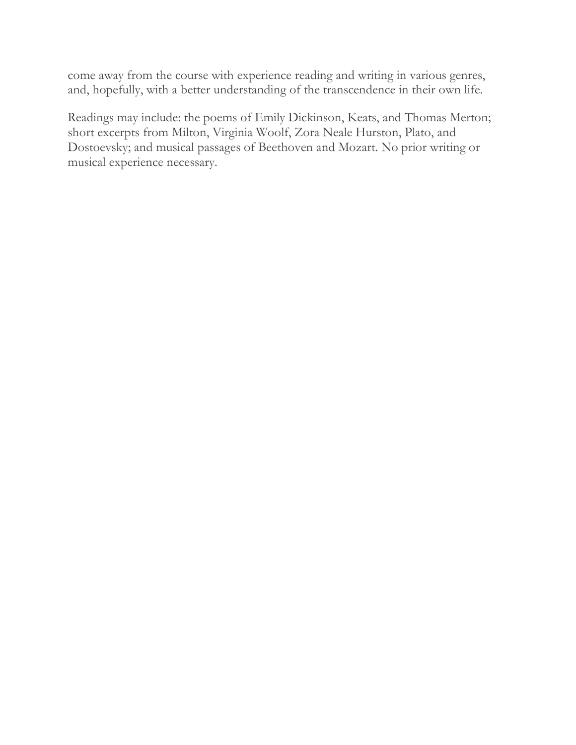come away from the course with experience reading and writing in various genres, and, hopefully, with a better understanding of the transcendence in their own life.

Readings may include: the poems of Emily Dickinson, Keats, and Thomas Merton; short excerpts from Milton, Virginia Woolf, Zora Neale Hurston, Plato, and Dostoevsky; and musical passages of Beethoven and Mozart. No prior writing or musical experience necessary.